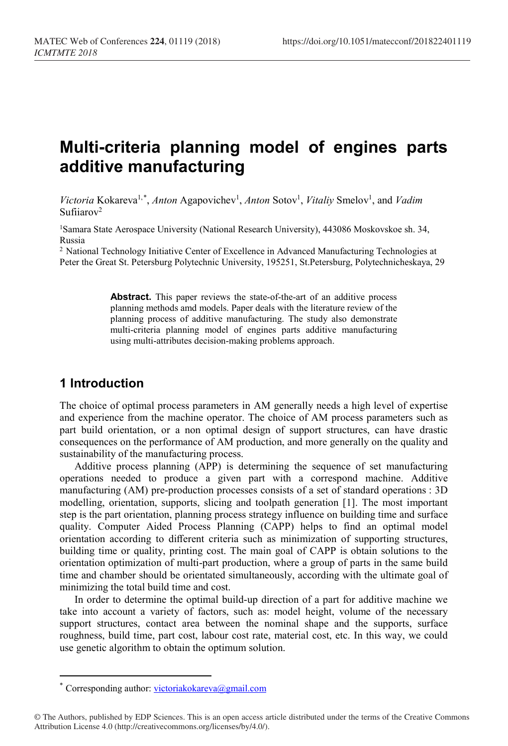# Multi-criteria planning model of engines parts additive manufacturing

*Victoria* Kokareva[1,*], *Anton* Agapovichev[1], *Anton* Sotov[1], *Vitaliy* Smelov[1], and *Vadim* Sufiiarov[2]

[1]Samara State Aerospace University (National Research University), 443086 Moskovskoe sh. 34, Russia

[2] National Technology Initiative Center of Excellence in Advanced Manufacturing Technologies at Peter the Great St. Petersburg Polytechnic University, 195251, St.Petersburg, Polytechnicheskaya, 29

**Abstract.** This paper reviews the state-of-the-art of an additive process planning methods amd models. Paper deals with the literature review of the planning process of additive manufacturing. The study also demonstrate multi-criteria planning model of engines parts additive manufacturing using multi-attributes decision-making problems approach.

## 1 Introduction

The choice of optimal process parameters in AM generally needs a high level of expertise and experience from the machine operator. The choice of AM process parameters such as part build orientation, or a non optimal design of support structures, can have drastic consequences on the performance of AM production, and more generally on the quality and sustainability of the manufacturing process.

Additive process planning (APP) is determining the sequence of set manufacturing operations needed to produce a given part with a correspond machine. Additive manufacturing (AM) pre-production processes consists of a set of standard operations : 3D modelling, orientation, supports, slicing and toolpath generation [1]. The most important step is the part orientation, planning process strategy influence on building time and surface quality. Computer Aided Process Planning (CAPP) helps to find an optimal model orientation according to different criteria such as minimization of supporting structures, building time or quality, printing cost. The main goal of CAPP is obtain solutions to the orientation optimization of multi-part production, where a group of parts in the same build time and chamber should be orientated simultaneously, according with the ultimate goal of minimizing the total build time and cost.

In order to determine the optimal build-up direction of a part for additive machine we take into account a variety of factors, such as: model height, volume of the necessary support structures, contact area between the nominal shape and the supports, surface roughness, build time, part cost, labour cost rate, material cost, etc. In this way, we could use genetic algorithm to obtain the optimum solution.

* Corresponding author: victoriakokareva@gmail.com

© The Authors, published by EDP Sciences. This is an open access article distributed under the terms of the Creative Commons Attribution License 4.0 (http://creativecommons.org/licenses/by/4.0/).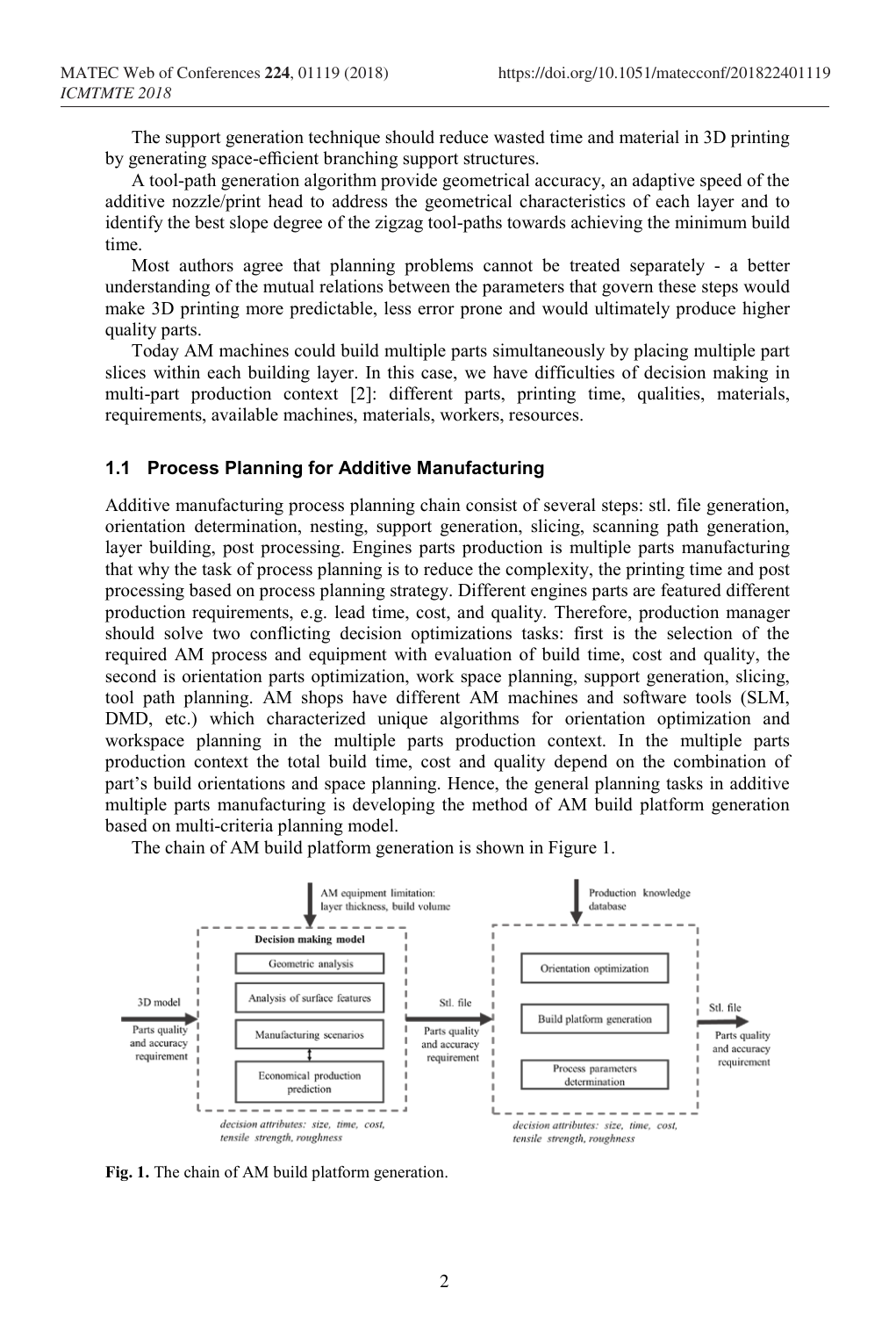The support generation technique should reduce wasted time and material in 3D printing by generating space-efficient branching support structures.

A tool-path generation algorithm provide geometrical accuracy, an adaptive speed of the additive nozzle/print head to address the geometrical characteristics of each layer and to identify the best slope degree of the zigzag tool-paths towards achieving the minimum build time.

Most authors agree that planning problems cannot be treated separately - a better understanding of the mutual relations between the parameters that govern these steps would make 3D printing more predictable, less error prone and would ultimately produce higher quality parts.

Today AM machines could build multiple parts simultaneously by placing multiple part slices within each building layer. In this case, we have difficulties of decision making in multi-part production context [2]: different parts, printing time, qualities, materials, requirements, available machines, materials, workers, resources.

### 1.1 Process Planning for Additive Manufacturing

Additive manufacturing process planning chain consist of several steps: stl. file generation, orientation determination, nesting, support generation, slicing, scanning path generation, layer building, post processing. Engines parts production is multiple parts manufacturing that why the task of process planning is to reduce the complexity, the printing time and post processing based on process planning strategy. Different engines parts are featured different production requirements, e.g. lead time, cost, and quality. Therefore, production manager should solve two conflicting decision optimizations tasks: first is the selection of the required AM process and equipment with evaluation of build time, cost and quality, the second is orientation parts optimization, work space planning, support generation, slicing, tool path planning. AM shops have different AM machines and software tools (SLM, DMD, etc.) which characterized unique algorithms for orientation optimization and workspace planning in the multiple parts production context. In the multiple parts production context the total build time, cost and quality depend on the combination of part's build orientations and space planning. Hence, the general planning tasks in additive multiple parts manufacturing is developing the method of AM build platform generation based on multi-criteria planning model.

The chain of AM build platform generation is shown in Figure 1.

AM equipment limitation: layer thickness, build volume

Production knowledge database

Decision making model

Geometric analysis

Analysis of surface features

Manufacturing scenarios

Economical production prediction

3D model

Parts quality and accuracy requirement

Stl. file

Parts quality and accuracy requirement

Orientation optimization

Build platform generation

Process parameters determination

Stl. file

Parts quality and accuracy requirement

*decision attributes: size, time, cost, tensile strength, roughness*

*decision attributes: size, time, cost, tensile strength, roughness*

**Fig. 1.** The chain of AM build platform generation.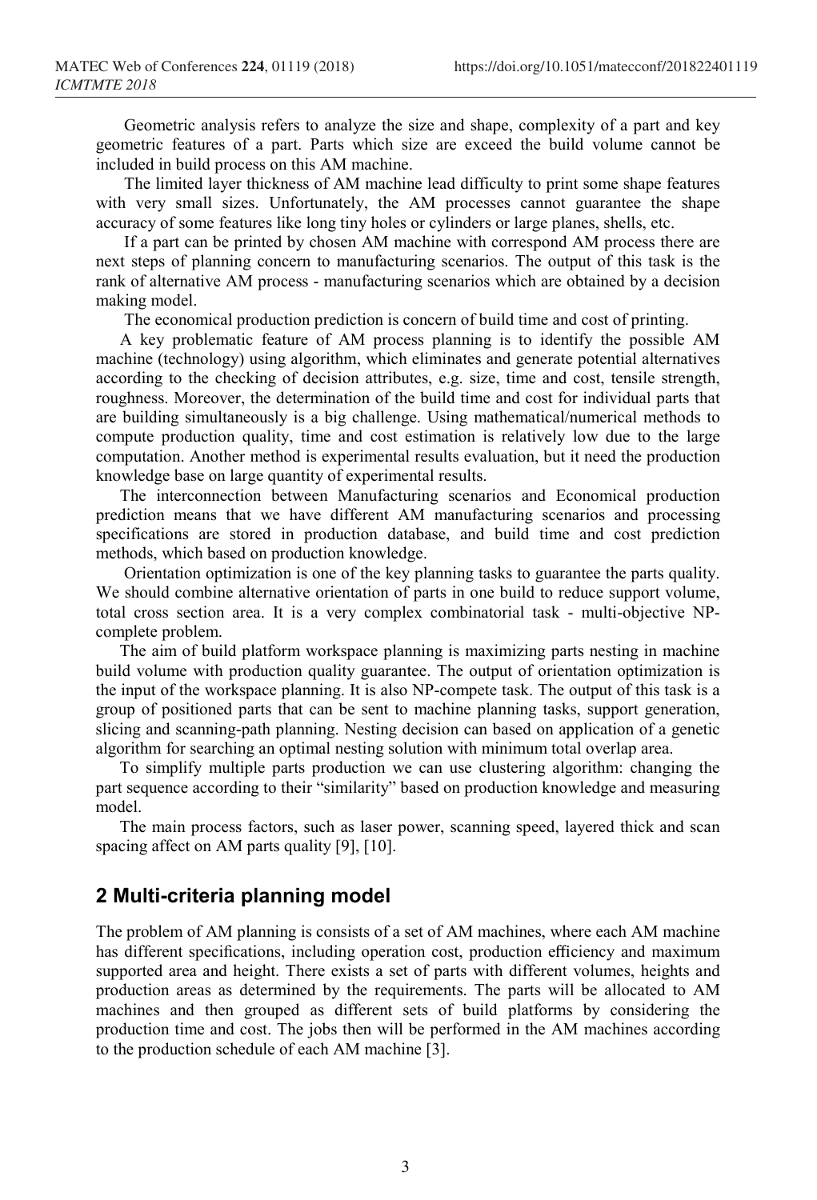Geometric analysis refers to analyze the size and shape, complexity of a part and key geometric features of a part. Parts which size are exceed the build volume cannot be included in build process on this AM machine.

The limited layer thickness of AM machine lead difficulty to print some shape features with very small sizes. Unfortunately, the AM processes cannot guarantee the shape accuracy of some features like long tiny holes or cylinders or large planes, shells, etc.

If a part can be printed by chosen AM machine with correspond AM process there are next steps of planning concern to manufacturing scenarios. The output of this task is the rank of alternative AM process - manufacturing scenarios which are obtained by a decision making model.

The economical production prediction is concern of build time and cost of printing.

A key problematic feature of AM process planning is to identify the possible AM machine (technology) using algorithm, which eliminates and generate potential alternatives according to the checking of decision attributes, e.g. size, time and cost, tensile strength, roughness. Moreover, the determination of the build time and cost for individual parts that are building simultaneously is a big challenge. Using mathematical/numerical methods to compute production quality, time and cost estimation is relatively low due to the large computation. Another method is experimental results evaluation, but it need the production knowledge base on large quantity of experimental results.

The interconnection between Manufacturing scenarios and Economical production prediction means that we have different AM manufacturing scenarios and processing specifications are stored in production database, and build time and cost prediction methods, which based on production knowledge.

Orientation optimization is one of the key planning tasks to guarantee the parts quality. We should combine alternative orientation of parts in one build to reduce support volume, total cross section area. It is a very complex combinatorial task - multi-objective NP-complete problem.

The aim of build platform workspace planning is maximizing parts nesting in machine build volume with production quality guarantee. The output of orientation optimization is the input of the workspace planning. It is also NP-compete task. The output of this task is a group of positioned parts that can be sent to machine planning tasks, support generation, slicing and scanning-path planning. Nesting decision can based on application of a genetic algorithm for searching an optimal nesting solution with minimum total overlap area.

To simplify multiple parts production we can use clustering algorithm: changing the part sequence according to their "similarity" based on production knowledge and measuring model.

The main process factors, such as laser power, scanning speed, layered thick and scan spacing affect on AM parts quality [9], [10].

## 2 Multi-criteria planning model

The problem of AM planning is consists of a set of AM machines, where each AM machine has different specifications, including operation cost, production efficiency and maximum supported area and height. There exists a set of parts with different volumes, heights and production areas as determined by the requirements. The parts will be allocated to AM machines and then grouped as different sets of build platforms by considering the production time and cost. The jobs then will be performed in the AM machines according to the production schedule of each AM machine [3].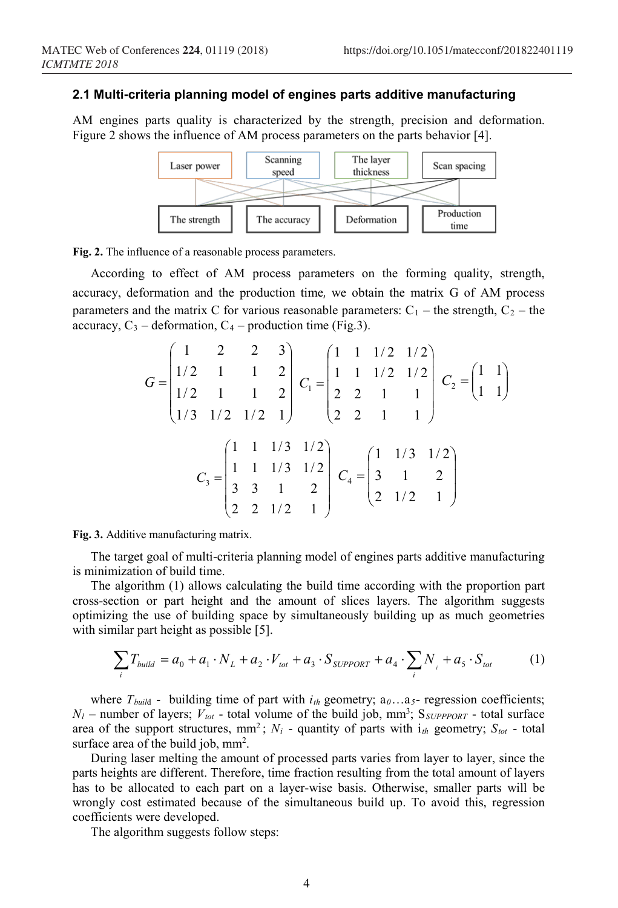### 2.1 Multi-criteria planning model of engines parts additive manufacturing

AM engines parts quality is characterized by the strength, precision and deformation. Figure 2 shows the influence of AM process parameters on the parts behavior [4].

Laser power | Scanning speed | The layer thickness | Scan spacing

The strength | The accuracy | Deformation | Production time

**Fig. 2.** The influence of a reasonable process parameters.

According to effect of AM process parameters on the forming quality, strength, accuracy, deformation and the production time, we obtain the matrix G of AM process parameters and the matrix C for various reasonable parameters: $C_1$ – the strength, $C_2$ – the accuracy, $C_3$ – deformation, $C_4$ – production time (Fig.3).

$$G = \begin{pmatrix} 1 & 2 & 2 & 3 \\ 1/2 & 1 & 1 & 2 \\ 1/2 & 1 & 1 & 2 \\ 1/3 & 1/2 & 1/2 & 1 \end{pmatrix} \quad C_1 = \begin{pmatrix} 1 & 1 & 1/2 & 1/2 \\ 1 & 1 & 1/2 & 1/2 \\ 2 & 2 & 1 & 1 \\ 2 & 2 & 1 & 1 \end{pmatrix} \quad C_2 = \begin{pmatrix} 1 & 1 \\ 1 & 1 \end{pmatrix}$$

$$C_3 = \begin{pmatrix} 1 & 1 & 1/3 & 1/2 \\ 1 & 1 & 1/3 & 1/2 \\ 3 & 3 & 1 & 2 \\ 2 & 2 & 1/2 & 1 \end{pmatrix} \quad C_4 = \begin{pmatrix} 1 & 1/3 & 1/2 \\ 3 & 1 & 2 \\ 2 & 1/2 & 1 \end{pmatrix}$$

**Fig. 3.** Additive manufacturing matrix.

The target goal of multi-criteria planning model of engines parts additive manufacturing is minimization of build time.

The algorithm (1) allows calculating the build time according with the proportion part cross-section or part height and the amount of slices layers. The algorithm suggests optimizing the use of building space by simultaneously building up as much geometries with similar part height as possible [5].

$$\sum_i T_{build} = a_0 + a_1 \cdot N_L + a_2 \cdot V_{tot} + a_3 \cdot S_{SUPPORT} + a_4 \cdot \sum_i N_i + a_5 \cdot S_{tot} \tag{1}$$

where $T_{build}$ - building time of part with $i_{th}$ geometry; $a_0 \dots a_5$- regression coefficients; $N_l$ – number of layers; $V_{tot}$ - total volume of the build job, mm$^3$; $S_{SUPPPORT}$ - total surface area of the support structures, mm$^2$; $N_i$ - quantity of parts with $i_{th}$ geometry; $S_{tot}$ - total surface area of the build job, mm$^2$.

During laser melting the amount of processed parts varies from layer to layer, since the parts heights are different. Therefore, time fraction resulting from the total amount of layers has to be allocated to each part on a layer-wise basis. Otherwise, smaller parts will be wrongly cost estimated because of the simultaneous build up. To avoid this, regression coefficients were developed.

The algorithm suggests follow steps: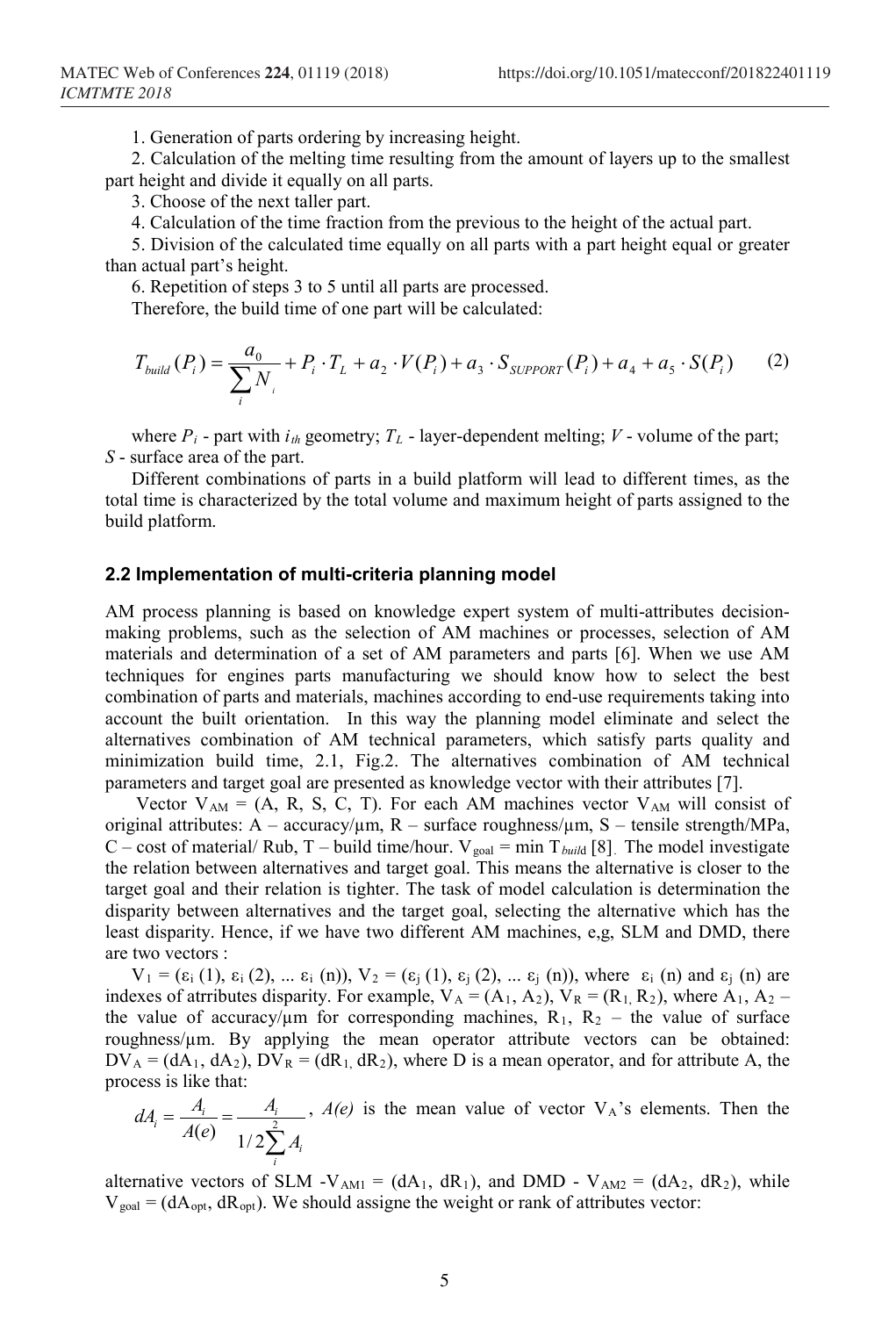1. Generation of parts ordering by increasing height.

2. Calculation of the melting time resulting from the amount of layers up to the smallest part height and divide it equally on all parts.

3. Choose of the next taller part.

4. Calculation of the time fraction from the previous to the height of the actual part.

5. Division of the calculated time equally on all parts with a part height equal or greater than actual part's height.

6. Repetition of steps 3 to 5 until all parts are processed.

Therefore, the build time of one part will be calculated:

$$T_{build}(P_i) = \frac{a_0}{\sum_i N_i} + P_i \cdot T_L + a_2 \cdot V(P_i) + a_3 \cdot S_{SUPPORT}(P_i) + a_4 + a_5 \cdot S(P_i) \qquad (2)$$

where $P_i$ - part with $i_{th}$ geometry; $T_L$ - layer-dependent melting; $V$ - volume of the part; $S$ - surface area of the part.

Different combinations of parts in a build platform will lead to different times, as the total time is characterized by the total volume and maximum height of parts assigned to the build platform.

### 2.2 Implementation of multi-criteria planning model

AM process planning is based on knowledge expert system of multi-attributes decision-making problems, such as the selection of AM machines or processes, selection of AM materials and determination of a set of AM parameters and parts [6]. When we use AM techniques for engines parts manufacturing we should know how to select the best combination of parts and materials, machines according to end-use requirements taking into account the built orientation. In this way the planning model eliminate and select the alternatives combination of AM technical parameters, which satisfy parts quality and minimization build time, 2.1, Fig.2. The alternatives combination of AM technical parameters and target goal are presented as knowledge vector with their attributes [7].

Vector $V_{AM}$ = (A, R, S, C, T). For each AM machines vector $V_{AM}$ will consist of original attributes: A – accuracy/μm, R – surface roughness/μm, S – tensile strength/MPa, C – cost of material/ Rub, T – build time/hour. $V_{goal} = \min T_{build}$ [8]. The model investigate the relation between alternatives and target goal. This means the alternative is closer to the target goal and their relation is tighter. The task of model calculation is determination the disparity between alternatives and the target goal, selecting the alternative which has the least disparity. Hence, if we have two different AM machines, e,g, SLM and DMD, there are two vectors :

$V_1 = (\varepsilon_i(1), \varepsilon_i(2), \ldots \varepsilon_i(n))$, $V_2 = (\varepsilon_j(1), \varepsilon_j(2), \ldots \varepsilon_j(n))$, where $\varepsilon_i(n)$ and $\varepsilon_j(n)$ are indexes of atrributes disparity. For example, $V_A = (A_1, A_2)$, $V_R = (R_1, R_2)$, where $A_1$, $A_2$ – the value of accuracy/μm for corresponding machines, $R_1$, $R_2$ – the value of surface roughness/μm. By applying the mean operator attribute vectors can be obtained: $DV_A = (dA_1, dA_2)$, $DV_R = (dR_1, dR_2)$, where D is a mean operator, and for attribute A, the process is like that:

$dA_i = \frac{A_i}{A(e)} = \frac{A_i}{1/2\sum_i^2 A_i}$, $A(e)$ is the mean value of vector $V_A$'s elements. Then the alternative vectors of SLM -$V_{AM1} = (dA_1, dR_1)$, and DMD - $V_{AM2} = (dA_2, dR_2)$, while $V_{goal} = (dA_{opt}, dR_{opt})$. We should assigne the weight or rank of attributes vector: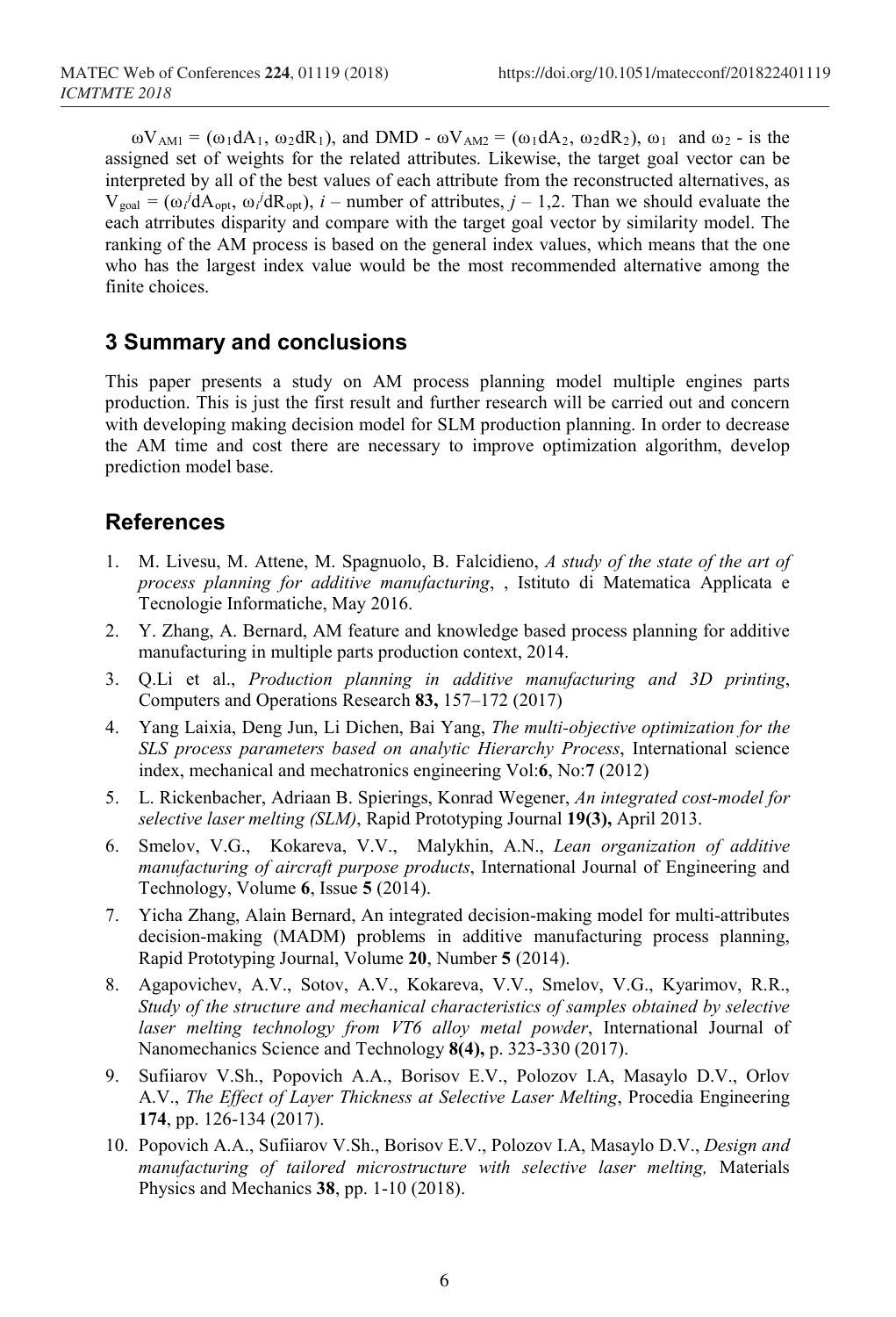$\omega V_{AM1} = (\omega_1 dA_1, \omega_2 dR_1)$, and DMD - $\omega V_{AM2} = (\omega_1 dA_2, \omega_2 dR_2)$, $\omega_1$ and $\omega_2$ - is the assigned set of weights for the related attributes. Likewise, the target goal vector can be interpreted by all of the best values of each attribute from the reconstructed alternatives, as $V_{goal} = (\omega_i^j dA_{opt}, \omega_i^j dR_{opt})$, $i$ – number of attributes, $j$ – 1,2. Than we should evaluate the each atrributes disparity and compare with the target goal vector by similarity model. The ranking of the AM process is based on the general index values, which means that the one who has the largest index value would be the most recommended alternative among the finite choices.

## 3 Summary and conclusions

This paper presents a study on AM process planning model multiple engines parts production. This is just the first result and further research will be carried out and concern with developing making decision model for SLM production planning. In order to decrease the AM time and cost there are necessary to improve optimization algorithm, develop prediction model base.

## References

1. M. Livesu, M. Attene, M. Spagnuolo, B. Falcidieno, *A study of the state of the art of process planning for additive manufacturing*, , Istituto di Matematica Applicata e Tecnologie Informatiche, May 2016.
2. Y. Zhang, A. Bernard, AM feature and knowledge based process planning for additive manufacturing in multiple parts production context, 2014.
3. Q.Li et al., *Production planning in additive manufacturing and 3D printing*, Computers and Operations Research **83,** 157–172 (2017)
4. Yang Laixia, Deng Jun, Li Dichen, Bai Yang, *The multi-objective optimization for the SLS process parameters based on analytic Hierarchy Process*, International science index, mechanical and mechatronics engineering Vol:**6**, No:**7** (2012)
5. L. Rickenbacher, Adriaan B. Spierings, Konrad Wegener, *An integrated cost-model for selective laser melting (SLM)*, Rapid Prototyping Journal **19(3),** April 2013.
6. Smelov, V.G., Kokareva, V.V., Malykhin, A.N., *Lean organization of additive manufacturing of aircraft purpose products*, International Journal of Engineering and Technology, Volume **6**, Issue **5** (2014).
7. Yicha Zhang, Alain Bernard, An integrated decision-making model for multi-attributes decision-making (MADM) problems in additive manufacturing process planning, Rapid Prototyping Journal, Volume **20**, Number **5** (2014).
8. Agapovichev, A.V., Sotov, A.V., Kokareva, V.V., Smelov, V.G., Kyarimov, R.R., *Study of the structure and mechanical characteristics of samples obtained by selective laser melting technology from VT6 alloy metal powder*, International Journal of Nanomechanics Science and Technology **8(4),** p. 323-330 (2017).
9. Sufiiarov V.Sh., Popovich A.A., Borisov E.V., Polozov I.A, Masaylo D.V., Orlov A.V., *The Effect of Layer Thickness at Selective Laser Melting*, Procedia Engineering **174**, pp. 126-134 (2017).
10. Popovich A.A., Sufiiarov V.Sh., Borisov E.V., Polozov I.A, Masaylo D.V., *Design and manufacturing of tailored microstructure with selective laser melting,* Materials Physics and Mechanics **38**, pp. 1-10 (2018).